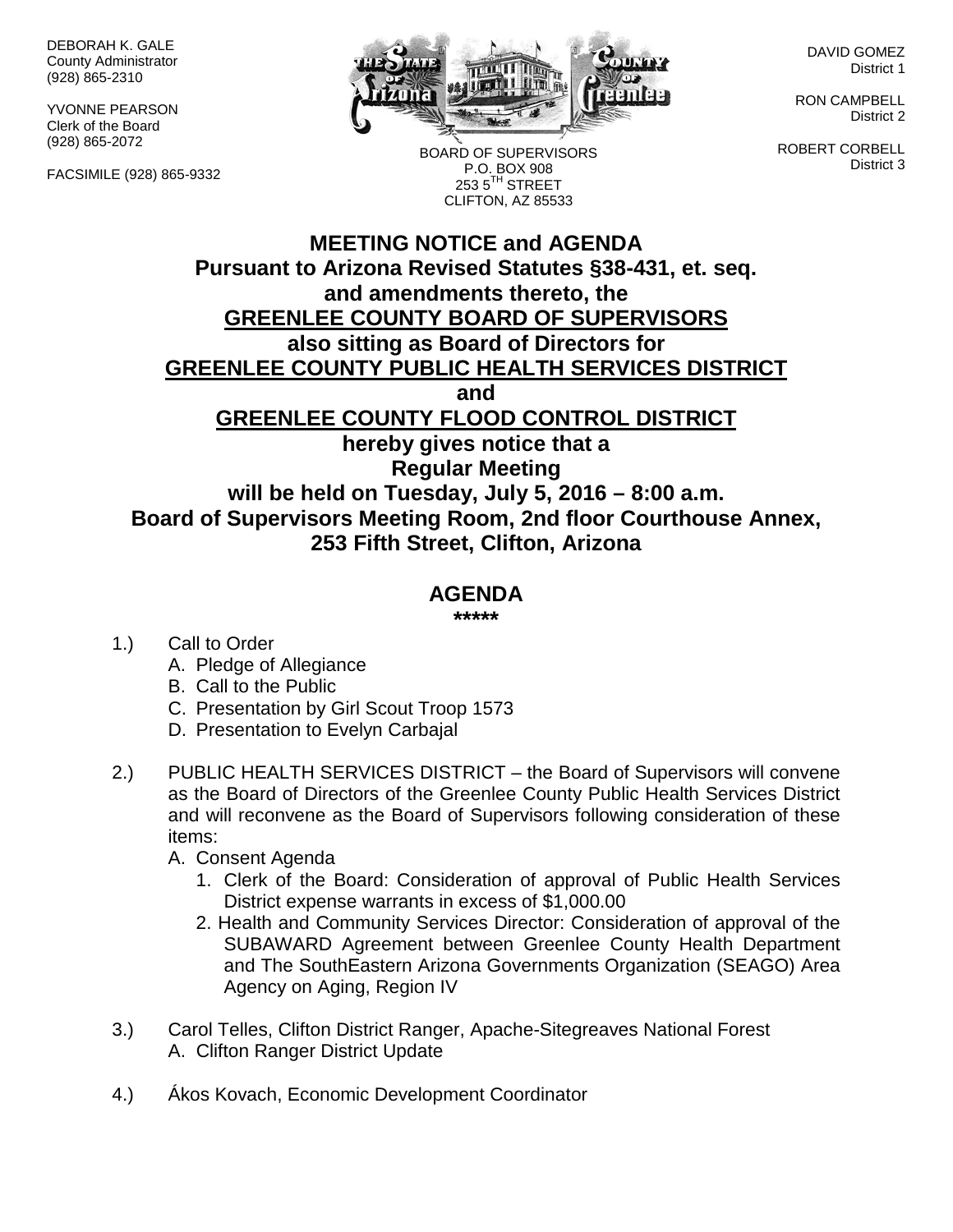DEBORAH K. GALE
County Administrator
(928) 865-2310

YVONNE PEARSON
Clerk of the Board
(928) 865-2072

FACSIMILE (928) 865-9332

BOARD OF SUPERVISORS
P.O. BOX 908
253 5TH STREET
CLIFTON, AZ 85533

DAVID GOMEZ
District 1

RON CAMPBELL
District 2

ROBERT CORBELL
District 3

# MEETING NOTICE and AGENDA

**Pursuant to Arizona Revised Statutes §38-431, et. seq.**
**and amendments thereto, the**
**GREENLEE COUNTY BOARD OF SUPERVISORS**
**also sitting as Board of Directors for**
**GREENLEE COUNTY PUBLIC HEALTH SERVICES DISTRICT**
**and**
**GREENLEE COUNTY FLOOD CONTROL DISTRICT**
**hereby gives notice that a**
**Regular Meeting**
**will be held on Tuesday, July 5, 2016 – 8:00 a.m.**
**Board of Supervisors Meeting Room, 2nd floor Courthouse Annex,**
**253 Fifth Street, Clifton, Arizona**

## AGENDA

*****

1.) Call to Order
   A. Pledge of Allegiance
   B. Call to the Public
   C. Presentation by Girl Scout Troop 1573
   D. Presentation to Evelyn Carbajal

2.) PUBLIC HEALTH SERVICES DISTRICT – the Board of Supervisors will convene as the Board of Directors of the Greenlee County Public Health Services District and will reconvene as the Board of Supervisors following consideration of these items:
   A. Consent Agenda
      1. Clerk of the Board: Consideration of approval of Public Health Services District expense warrants in excess of $1,000.00
      2. Health and Community Services Director: Consideration of approval of the SUBAWARD Agreement between Greenlee County Health Department and The SouthEastern Arizona Governments Organization (SEAGO) Area Agency on Aging, Region IV

3.) Carol Telles, Clifton District Ranger, Apache-Sitegreaves National Forest
   A. Clifton Ranger District Update

4.) Ákos Kovach, Economic Development Coordinator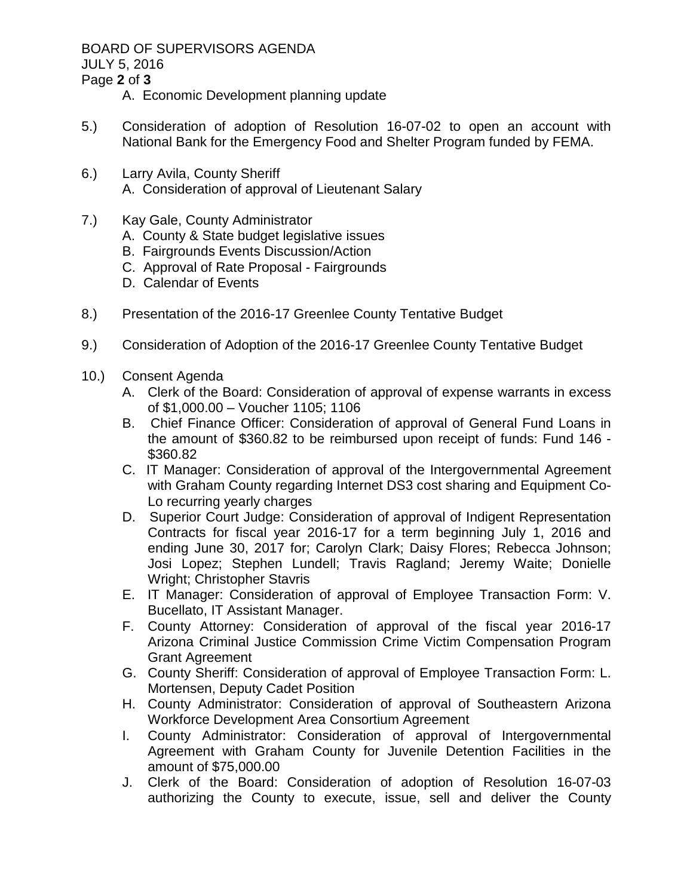A. Economic Development planning update

5.) Consideration of adoption of Resolution 16-07-02 to open an account with National Bank for the Emergency Food and Shelter Program funded by FEMA.

6.) Larry Avila, County Sheriff
   A. Consideration of approval of Lieutenant Salary

7.) Kay Gale, County Administrator
   A. County & State budget legislative issues
   B. Fairgrounds Events Discussion/Action
   C. Approval of Rate Proposal - Fairgrounds
   D. Calendar of Events

8.) Presentation of the 2016-17 Greenlee County Tentative Budget

9.) Consideration of Adoption of the 2016-17 Greenlee County Tentative Budget

10.) Consent Agenda
   A. Clerk of the Board: Consideration of approval of expense warrants in excess of $1,000.00 – Voucher 1105; 1106
   B. Chief Finance Officer: Consideration of approval of General Fund Loans in the amount of $360.82 to be reimbursed upon receipt of funds: Fund 146 - $360.82
   C. IT Manager: Consideration of approval of the Intergovernmental Agreement with Graham County regarding Internet DS3 cost sharing and Equipment Co-Lo recurring yearly charges
   D. Superior Court Judge: Consideration of approval of Indigent Representation Contracts for fiscal year 2016-17 for a term beginning July 1, 2016 and ending June 30, 2017 for; Carolyn Clark; Daisy Flores; Rebecca Johnson; Josi Lopez; Stephen Lundell; Travis Ragland; Jeremy Waite; Donielle Wright; Christopher Stavris
   E. IT Manager: Consideration of approval of Employee Transaction Form: V. Bucellato, IT Assistant Manager.
   F. County Attorney: Consideration of approval of the fiscal year 2016-17 Arizona Criminal Justice Commission Crime Victim Compensation Program Grant Agreement
   G. County Sheriff: Consideration of approval of Employee Transaction Form: L. Mortensen, Deputy Cadet Position
   H. County Administrator: Consideration of approval of Southeastern Arizona Workforce Development Area Consortium Agreement
   I. County Administrator: Consideration of approval of Intergovernmental Agreement with Graham County for Juvenile Detention Facilities in the amount of $75,000.00
   J. Clerk of the Board: Consideration of adoption of Resolution 16-07-03 authorizing the County to execute, issue, sell and deliver the County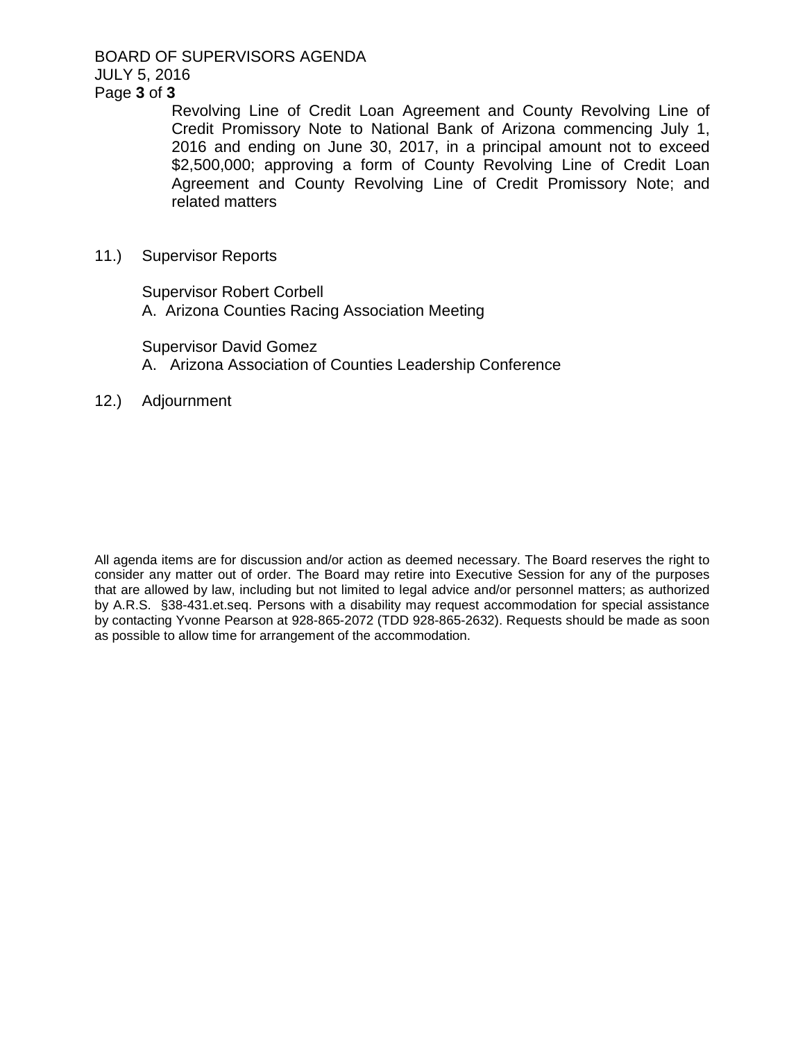Revolving Line of Credit Loan Agreement and County Revolving Line of Credit Promissory Note to National Bank of Arizona commencing July 1, 2016 and ending on June 30, 2017, in a principal amount not to exceed $2,500,000; approving a form of County Revolving Line of Credit Loan Agreement and County Revolving Line of Credit Promissory Note; and related matters

11.) Supervisor Reports

Supervisor Robert Corbell
A. Arizona Counties Racing Association Meeting

Supervisor David Gomez
A. Arizona Association of Counties Leadership Conference

12.) Adjournment

All agenda items are for discussion and/or action as deemed necessary. The Board reserves the right to consider any matter out of order. The Board may retire into Executive Session for any of the purposes that are allowed by law, including but not limited to legal advice and/or personnel matters; as authorized by A.R.S. §38-431.et.seq. Persons with a disability may request accommodation for special assistance by contacting Yvonne Pearson at 928-865-2072 (TDD 928-865-2632). Requests should be made as soon as possible to allow time for arrangement of the accommodation.